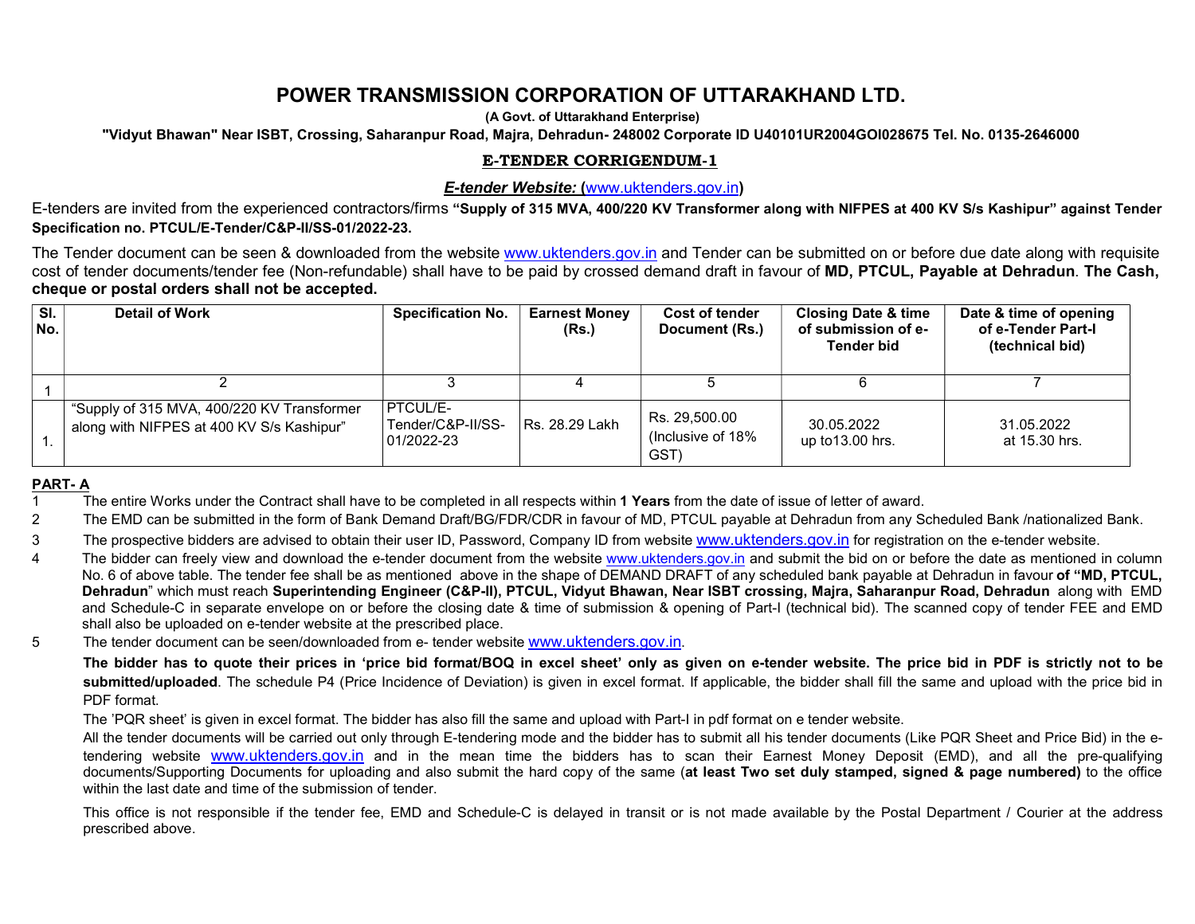# POWER TRANSMISSION CORPORATION OF UTTARAKHAND LTD.

**(A Govt. of Uttarakhand Enterprise)**

**"Vidyut Bhawan" Near ISBT, Crossing, Saharanpur Road, Majra, Dehradun- 248002 Corporate ID U40101UR2004GOI028675 Tel. No. 0135-2646000**

## E-TENDER CORRIGENDUM-1

***E-tender Website:* (www.uktenders.gov.in)**

E-tenders are invited from the experienced contractors/firms **"Supply of 315 MVA, 400/220 KV Transformer along with NIFPES at 400 KV S/s Kashipur" against Tender Specification no. PTCUL/E-Tender/C&P-II/SS-01/2022-23.**

The Tender document can be seen & downloaded from the website www.uktenders.gov.in and Tender can be submitted on or before due date along with requisite cost of tender documents/tender fee (Non-refundable) shall have to be paid by crossed demand draft in favour of **MD, PTCUL, Payable at Dehradun**. **The Cash, cheque or postal orders shall not be accepted.**

| Sl. No. | Detail of Work | Specification No. | Earnest Money (Rs.) | Cost of tender Document (Rs.) | Closing Date & time of submission of e-Tender bid | Date & time of opening of e-Tender Part-I (technical bid) |
|---|---|---|---|---|---|---|
| 1 | 2 | 3 | 4 | 5 | 6 | 7 |
| 1. | "Supply of 315 MVA, 400/220 KV Transformer along with NIFPES at 400 KV S/s Kashipur" | PTCUL/E-Tender/C&P-II/SS-01/2022-23 | Rs. 28.29 Lakh | Rs. 29,500.00 (Inclusive of 18% GST) | 30.05.2022 up to13.00 hrs. | 31.05.2022 at 15.30 hrs. |

**PART- A**

1. The entire Works under the Contract shall have to be completed in all respects within **1 Years** from the date of issue of letter of award.
2. The EMD can be submitted in the form of Bank Demand Draft/BG/FDR/CDR in favour of MD, PTCUL payable at Dehradun from any Scheduled Bank /nationalized Bank.
3. The prospective bidders are advised to obtain their user ID, Password, Company ID from website www.uktenders.gov.in for registration on the e-tender website.
4. The bidder can freely view and download the e-tender document from the website www.uktenders.gov.in and submit the bid on or before the date as mentioned in column No. 6 of above table. The tender fee shall be as mentioned above in the shape of DEMAND DRAFT of any scheduled bank payable at Dehradun in favour **of "MD, PTCUL, Dehradun**" which must reach **Superintending Engineer (C&P-II), PTCUL, Vidyut Bhawan, Near ISBT crossing, Majra, Saharanpur Road, Dehradun** along with EMD and Schedule-C in separate envelope on or before the closing date & time of submission & opening of Part-I (technical bid). The scanned copy of tender FEE and EMD shall also be uploaded on e-tender website at the prescribed place.
5. The tender document can be seen/downloaded from e- tender website www.uktenders.gov.in.

**The bidder has to quote their prices in 'price bid format/BOQ in excel sheet' only as given on e-tender website. The price bid in PDF is strictly not to be submitted/uploaded**. The schedule P4 (Price Incidence of Deviation) is given in excel format. If applicable, the bidder shall fill the same and upload with the price bid in PDF format.

The 'PQR sheet' is given in excel format. The bidder has also fill the same and upload with Part-I in pdf format on e tender website.

All the tender documents will be carried out only through E-tendering mode and the bidder has to submit all his tender documents (Like PQR Sheet and Price Bid) in the e-tendering website www.uktenders.gov.in and in the mean time the bidders has to scan their Earnest Money Deposit (EMD), and all the pre-qualifying documents/Supporting Documents for uploading and also submit the hard copy of the same (**at least Two set duly stamped, signed & page numbered)** to the office within the last date and time of the submission of tender.

This office is not responsible if the tender fee, EMD and Schedule-C is delayed in transit or is not made available by the Postal Department / Courier at the address prescribed above.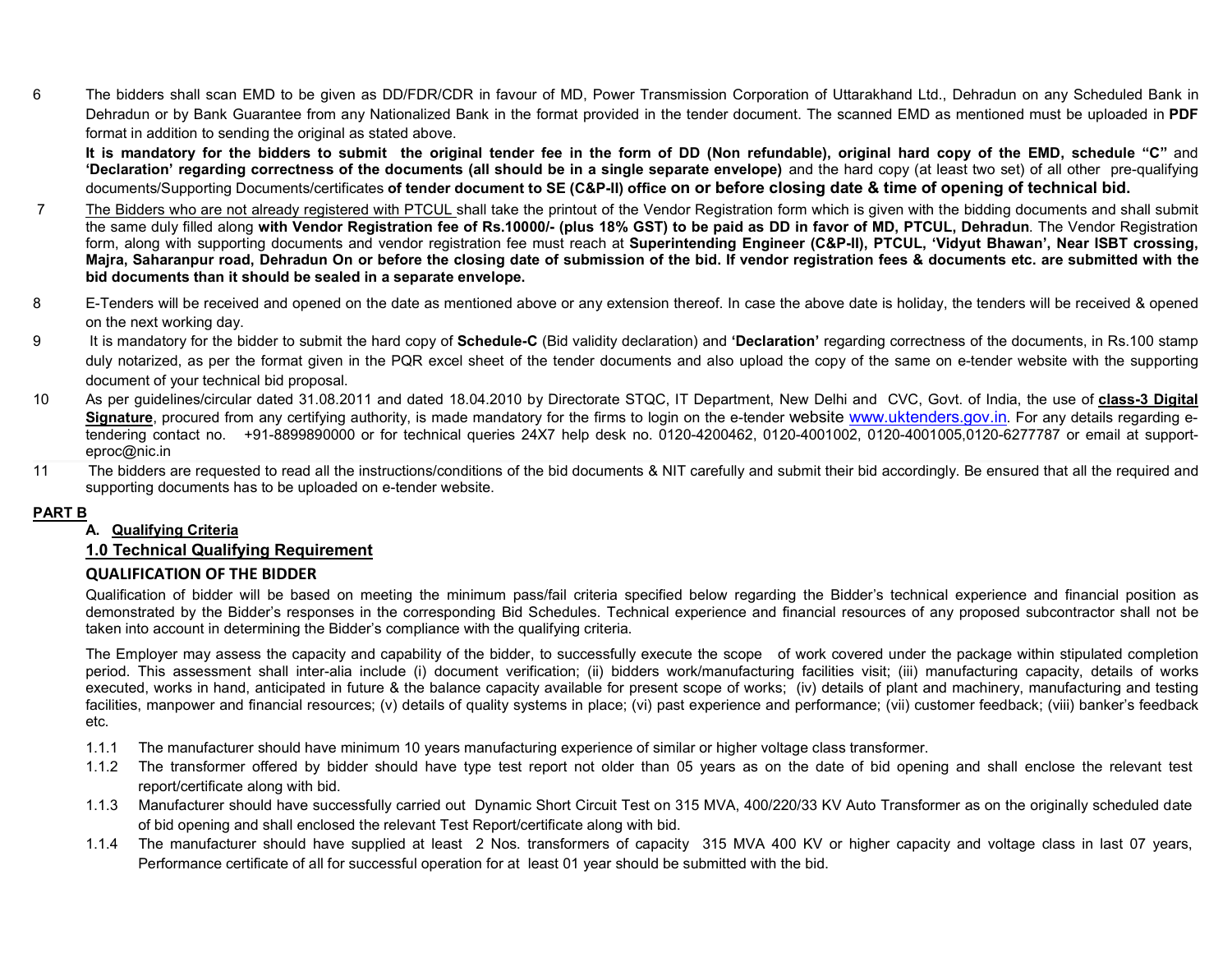6 The bidders shall scan EMD to be given as DD/FDR/CDR in favour of MD, Power Transmission Corporation of Uttarakhand Ltd., Dehradun on any Scheduled Bank in Dehradun or by Bank Guarantee from any Nationalized Bank in the format provided in the tender document. The scanned EMD as mentioned must be uploaded in **PDF** format in addition to sending the original as stated above.

**It is mandatory for the bidders to submit the original tender fee in the form of DD (Non refundable), original hard copy of the EMD, schedule "C"** and **'Declaration' regarding correctness of the documents (all should be in a single separate envelope)** and the hard copy (at least two set) of all other pre-qualifying documents/Supporting Documents/certificates **of tender document to SE (C&P-II) office on or before closing date & time of opening of technical bid.**

7 The Bidders who are not already registered with PTCUL shall take the printout of the Vendor Registration form which is given with the bidding documents and shall submit the same duly filled along **with Vendor Registration fee of Rs.10000/- (plus 18% GST) to be paid as DD in favor of MD, PTCUL, Dehradun**. The Vendor Registration form, along with supporting documents and vendor registration fee must reach at **Superintending Engineer (C&P-II), PTCUL, 'Vidyut Bhawan', Near ISBT crossing, Majra, Saharanpur road, Dehradun On or before the closing date of submission of the bid. If vendor registration fees & documents etc. are submitted with the bid documents than it should be sealed in a separate envelope.**

8 E-Tenders will be received and opened on the date as mentioned above or any extension thereof. In case the above date is holiday, the tenders will be received & opened on the next working day.

9 It is mandatory for the bidder to submit the hard copy of **Schedule-C** (Bid validity declaration) and **'Declaration'** regarding correctness of the documents, in Rs.100 stamp duly notarized, as per the format given in the PQR excel sheet of the tender documents and also upload the copy of the same on e-tender website with the supporting document of your technical bid proposal.

10 As per guidelines/circular dated 31.08.2011 and dated 18.04.2010 by Directorate STQC, IT Department, New Delhi and CVC, Govt. of India, the use of **class-3 Digital Signature**, procured from any certifying authority, is made mandatory for the firms to login on the e-tender website www.uktenders.gov.in. For any details regarding e-tendering contact no. +91-8899890000 or for technical queries 24X7 help desk no. 0120-4200462, 0120-4001002, 0120-4001005,0120-6277787 or email at support-eproc@nic.in

11 The bidders are requested to read all the instructions/conditions of the bid documents & NIT carefully and submit their bid accordingly. Be ensured that all the required and supporting documents has to be uploaded on e-tender website.

## PART B

### A. Qualifying Criteria

### 1.0 Technical Qualifying Requirement

### QUALIFICATION OF THE BIDDER

Qualification of bidder will be based on meeting the minimum pass/fail criteria specified below regarding the Bidder's technical experience and financial position as demonstrated by the Bidder's responses in the corresponding Bid Schedules. Technical experience and financial resources of any proposed subcontractor shall not be taken into account in determining the Bidder's compliance with the qualifying criteria.

The Employer may assess the capacity and capability of the bidder, to successfully execute the scope of work covered under the package within stipulated completion period. This assessment shall inter-alia include (i) document verification; (ii) bidders work/manufacturing facilities visit; (iii) manufacturing capacity, details of works executed, works in hand, anticipated in future & the balance capacity available for present scope of works; (iv) details of plant and machinery, manufacturing and testing facilities, manpower and financial resources; (v) details of quality systems in place; (vi) past experience and performance; (vii) customer feedback; (viii) banker's feedback etc.

1.1.1 The manufacturer should have minimum 10 years manufacturing experience of similar or higher voltage class transformer.

1.1.2 The transformer offered by bidder should have type test report not older than 05 years as on the date of bid opening and shall enclose the relevant test report/certificate along with bid.

1.1.3 Manufacturer should have successfully carried out Dynamic Short Circuit Test on 315 MVA, 400/220/33 KV Auto Transformer as on the originally scheduled date of bid opening and shall enclosed the relevant Test Report/certificate along with bid.

1.1.4 The manufacturer should have supplied at least 2 Nos. transformers of capacity 315 MVA 400 KV or higher capacity and voltage class in last 07 years, Performance certificate of all for successful operation for at least 01 year should be submitted with the bid.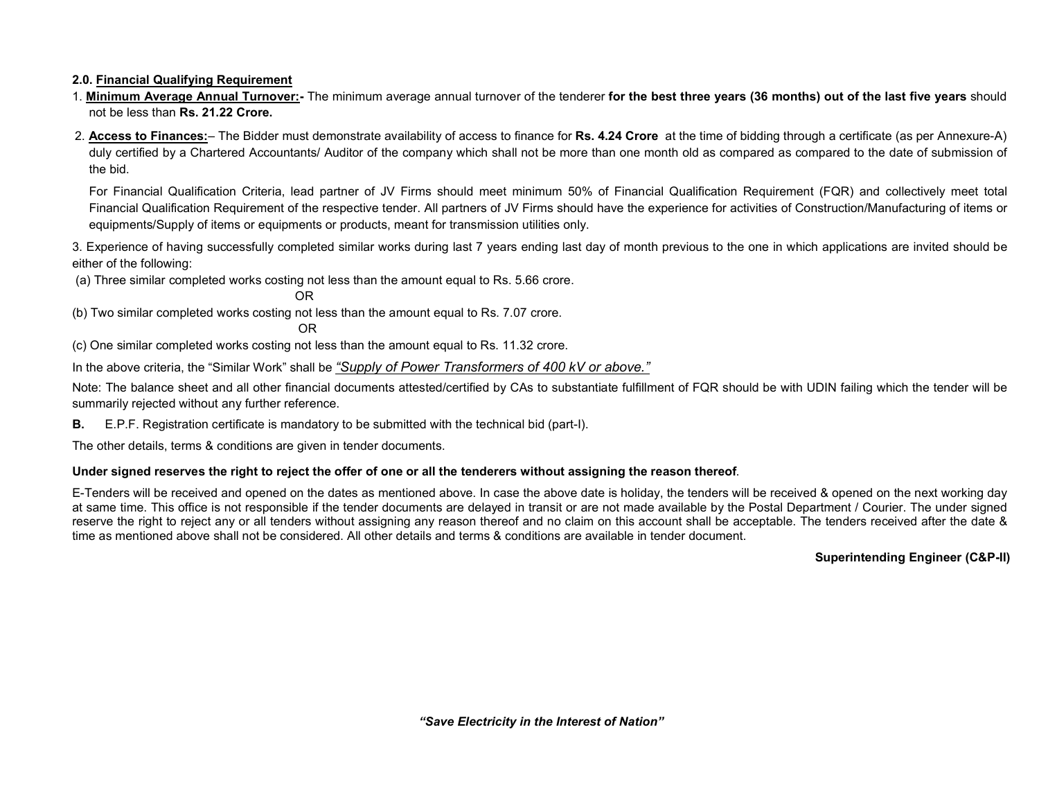**2.0. Financial Qualifying Requirement**

1. **Minimum Average Annual Turnover:-** The minimum average annual turnover of the tenderer **for the best three years (36 months) out of the last five years** should not be less than **Rs. 21.22 Crore.**

2. **Access to Finances:**– The Bidder must demonstrate availability of access to finance for **Rs. 4.24 Crore** at the time of bidding through a certificate (as per Annexure-A) duly certified by a Chartered Accountants/ Auditor of the company which shall not be more than one month old as compared as compared to the date of submission of the bid.

   For Financial Qualification Criteria, lead partner of JV Firms should meet minimum 50% of Financial Qualification Requirement (FQR) and collectively meet total Financial Qualification Requirement of the respective tender. All partners of JV Firms should have the experience for activities of Construction/Manufacturing of items or equipments/Supply of items or equipments or products, meant for transmission utilities only.

3. Experience of having successfully completed similar works during last 7 years ending last day of month previous to the one in which applications are invited should be either of the following:

(a) Three similar completed works costing not less than the amount equal to Rs. 5.66 crore.

OR

(b) Two similar completed works costing not less than the amount equal to Rs. 7.07 crore.

OR

(c) One similar completed works costing not less than the amount equal to Rs. 11.32 crore.

In the above criteria, the "Similar Work" shall be *"Supply of Power Transformers of 400 kV or above."*

Note: The balance sheet and all other financial documents attested/certified by CAs to substantiate fulfillment of FQR should be with UDIN failing which the tender will be summarily rejected without any further reference.

**B.** E.P.F. Registration certificate is mandatory to be submitted with the technical bid (part-I).

The other details, terms & conditions are given in tender documents.

**Under signed reserves the right to reject the offer of one or all the tenderers without assigning the reason thereof**.

E-Tenders will be received and opened on the dates as mentioned above. In case the above date is holiday, the tenders will be received & opened on the next working day at same time. This office is not responsible if the tender documents are delayed in transit or are not made available by the Postal Department / Courier. The under signed reserve the right to reject any or all tenders without assigning any reason thereof and no claim on this account shall be acceptable. The tenders received after the date & time as mentioned above shall not be considered. All other details and terms & conditions are available in tender document.

**Superintending Engineer (C&P-II)**

***"Save Electricity in the Interest of Nation"***